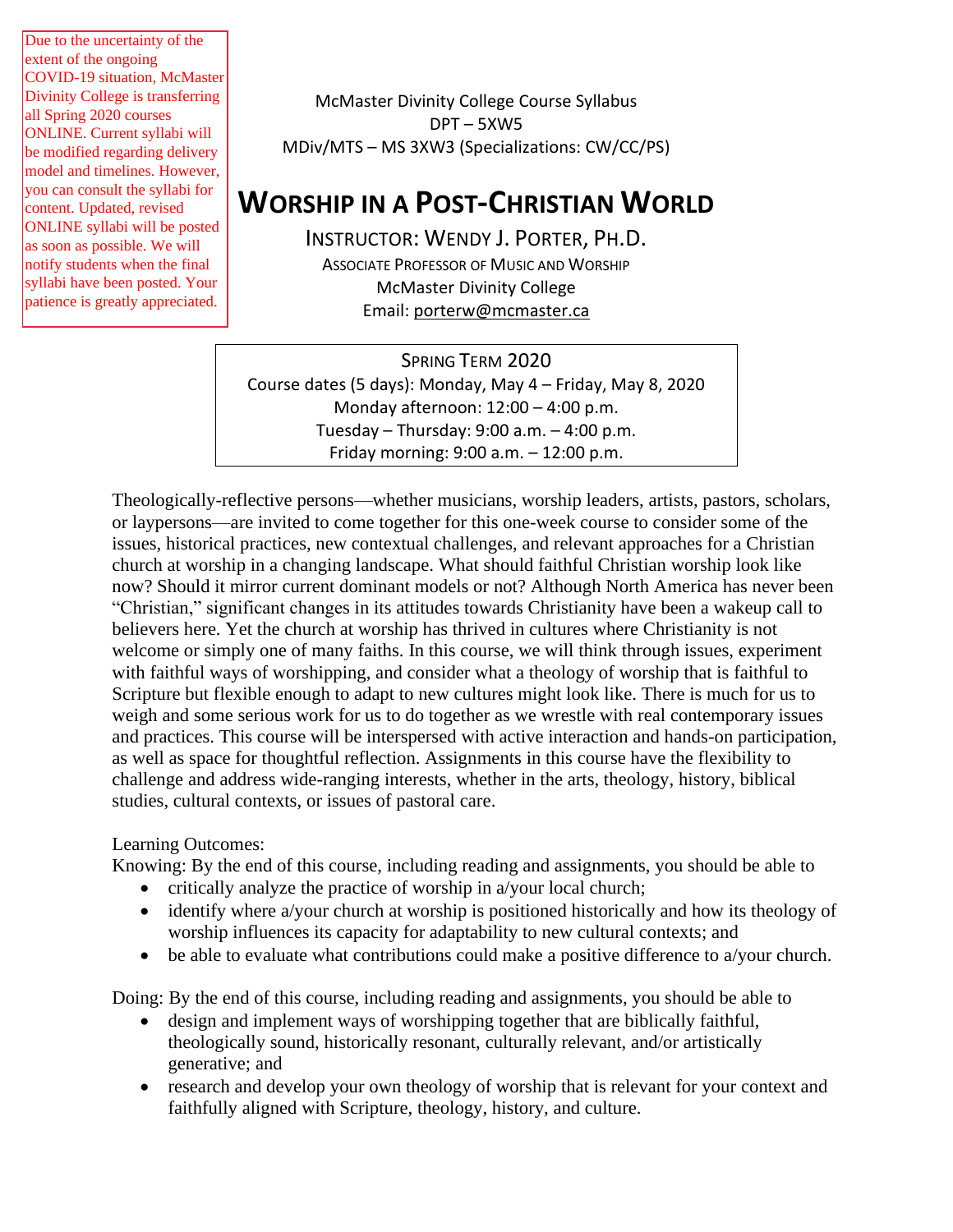Due to the uncertainty of the extent of the ongoing COVID-19 situation, McMaster Divinity College is transferring all Spring 2020 courses ONLINE. Current syllabi will be modified regarding delivery model and timelines. However, you can consult the syllabi for content. Updated, revised ONLINE syllabi will be posted as soon as possible. We will notify students when the final syllabi have been posted. Your patience is greatly appreciated.

McMaster Divinity College Course Syllabus
DPT – 5XW5
MDiv/MTS – MS 3XW3 (Specializations: CW/CC/PS)

# WORSHIP IN A POST-CHRISTIAN WORLD

INSTRUCTOR: WENDY J. PORTER, PH.D.
ASSOCIATE PROFESSOR OF MUSIC AND WORSHIP
McMaster Divinity College
Email: porterw@mcmaster.ca

SPRING TERM 2020
Course dates (5 days): Monday, May 4 – Friday, May 8, 2020
Monday afternoon: 12:00 – 4:00 p.m.
Tuesday – Thursday: 9:00 a.m. – 4:00 p.m.
Friday morning: 9:00 a.m. – 12:00 p.m.

Theologically-reflective persons—whether musicians, worship leaders, artists, pastors, scholars, or laypersons—are invited to come together for this one-week course to consider some of the issues, historical practices, new contextual challenges, and relevant approaches for a Christian church at worship in a changing landscape. What should faithful Christian worship look like now? Should it mirror current dominant models or not? Although North America has never been "Christian," significant changes in its attitudes towards Christianity have been a wakeup call to believers here. Yet the church at worship has thrived in cultures where Christianity is not welcome or simply one of many faiths. In this course, we will think through issues, experiment with faithful ways of worshipping, and consider what a theology of worship that is faithful to Scripture but flexible enough to adapt to new cultures might look like. There is much for us to weigh and some serious work for us to do together as we wrestle with real contemporary issues and practices. This course will be interspersed with active interaction and hands-on participation, as well as space for thoughtful reflection. Assignments in this course have the flexibility to challenge and address wide-ranging interests, whether in the arts, theology, history, biblical studies, cultural contexts, or issues of pastoral care.

Learning Outcomes:
Knowing: By the end of this course, including reading and assignments, you should be able to

- critically analyze the practice of worship in a/your local church;
- identify where a/your church at worship is positioned historically and how its theology of worship influences its capacity for adaptability to new cultural contexts; and
- be able to evaluate what contributions could make a positive difference to a/your church.

Doing: By the end of this course, including reading and assignments, you should be able to

- design and implement ways of worshipping together that are biblically faithful, theologically sound, historically resonant, culturally relevant, and/or artistically generative; and
- research and develop your own theology of worship that is relevant for your context and faithfully aligned with Scripture, theology, history, and culture.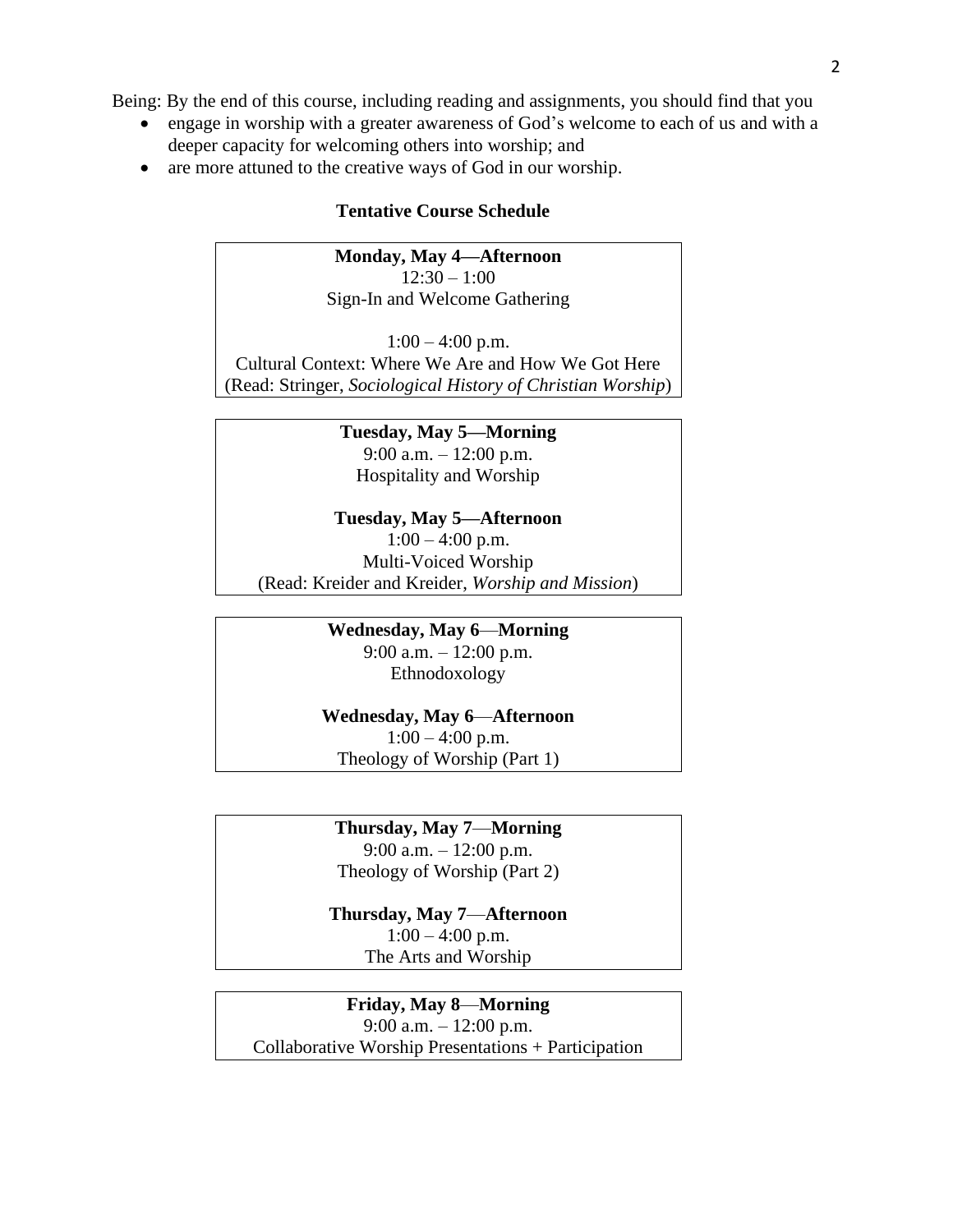Being: By the end of this course, including reading and assignments, you should find that you

- engage in worship with a greater awareness of God's welcome to each of us and with a deeper capacity for welcoming others into worship; and
- are more attuned to the creative ways of God in our worship.

## Tentative Course Schedule

**Monday, May 4—Afternoon**
12:30 – 1:00
Sign-In and Welcome Gathering

1:00 – 4:00 p.m.
Cultural Context: Where We Are and How We Got Here
(Read: Stringer, *Sociological History of Christian Worship*)

**Tuesday, May 5—Morning**
9:00 a.m. – 12:00 p.m.
Hospitality and Worship

**Tuesday, May 5—Afternoon**
1:00 – 4:00 p.m.
Multi-Voiced Worship
(Read: Kreider and Kreider, *Worship and Mission*)

**Wednesday, May 6—Morning**
9:00 a.m. – 12:00 p.m.
Ethnodoxology

**Wednesday, May 6—Afternoon**
1:00 – 4:00 p.m.
Theology of Worship (Part 1)

**Thursday, May 7—Morning**
9:00 a.m. – 12:00 p.m.
Theology of Worship (Part 2)

**Thursday, May 7—Afternoon**
1:00 – 4:00 p.m.
The Arts and Worship

**Friday, May 8—Morning**
9:00 a.m. – 12:00 p.m.
Collaborative Worship Presentations + Participation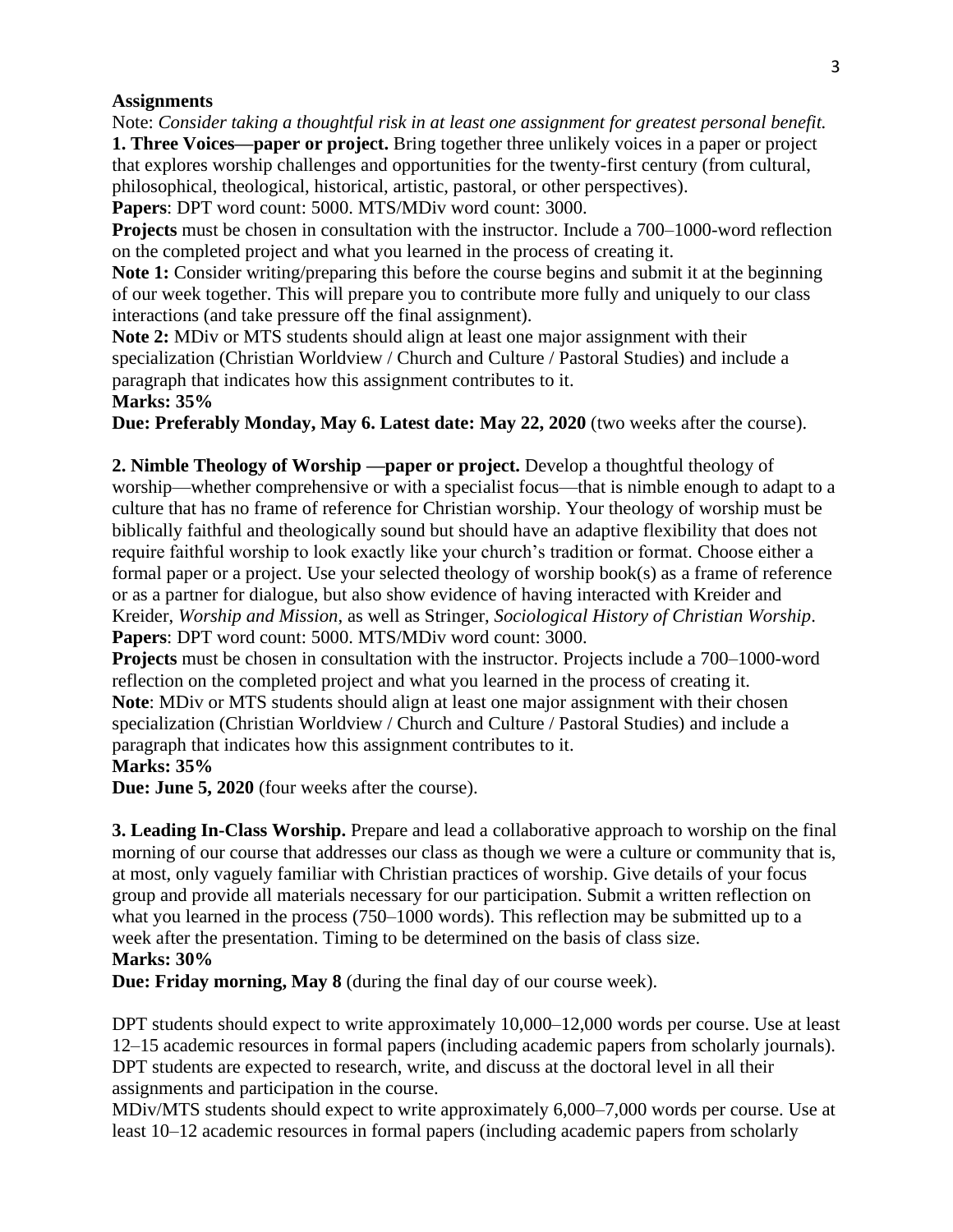**Assignments**

Note: *Consider taking a thoughtful risk in at least one assignment for greatest personal benefit.*

**1. Three Voices—paper or project.** Bring together three unlikely voices in a paper or project that explores worship challenges and opportunities for the twenty-first century (from cultural, philosophical, theological, historical, artistic, pastoral, or other perspectives).

**Papers**: DPT word count: 5000. MTS/MDiv word count: 3000.

**Projects** must be chosen in consultation with the instructor. Include a 700–1000-word reflection on the completed project and what you learned in the process of creating it.

**Note 1:** Consider writing/preparing this before the course begins and submit it at the beginning of our week together. This will prepare you to contribute more fully and uniquely to our class interactions (and take pressure off the final assignment).

**Note 2:** MDiv or MTS students should align at least one major assignment with their specialization (Christian Worldview / Church and Culture / Pastoral Studies) and include a paragraph that indicates how this assignment contributes to it.

**Marks: 35%**

**Due: Preferably Monday, May 6. Latest date: May 22, 2020** (two weeks after the course).

**2. Nimble Theology of Worship —paper or project.** Develop a thoughtful theology of worship—whether comprehensive or with a specialist focus—that is nimble enough to adapt to a culture that has no frame of reference for Christian worship. Your theology of worship must be biblically faithful and theologically sound but should have an adaptive flexibility that does not require faithful worship to look exactly like your church's tradition or format. Choose either a formal paper or a project. Use your selected theology of worship book(s) as a frame of reference or as a partner for dialogue, but also show evidence of having interacted with Kreider and Kreider, *Worship and Mission*, as well as Stringer, *Sociological History of Christian Worship*.

**Papers**: DPT word count: 5000. MTS/MDiv word count: 3000.

**Projects** must be chosen in consultation with the instructor. Projects include a 700–1000-word reflection on the completed project and what you learned in the process of creating it.

**Note**: MDiv or MTS students should align at least one major assignment with their chosen specialization (Christian Worldview / Church and Culture / Pastoral Studies) and include a paragraph that indicates how this assignment contributes to it.

**Marks: 35%**

**Due: June 5, 2020** (four weeks after the course).

**3. Leading In-Class Worship.** Prepare and lead a collaborative approach to worship on the final morning of our course that addresses our class as though we were a culture or community that is, at most, only vaguely familiar with Christian practices of worship. Give details of your focus group and provide all materials necessary for our participation. Submit a written reflection on what you learned in the process (750–1000 words). This reflection may be submitted up to a week after the presentation. Timing to be determined on the basis of class size.

**Marks: 30%**

**Due: Friday morning, May 8** (during the final day of our course week).

DPT students should expect to write approximately 10,000–12,000 words per course. Use at least 12–15 academic resources in formal papers (including academic papers from scholarly journals). DPT students are expected to research, write, and discuss at the doctoral level in all their assignments and participation in the course.

MDiv/MTS students should expect to write approximately 6,000–7,000 words per course. Use at least 10–12 academic resources in formal papers (including academic papers from scholarly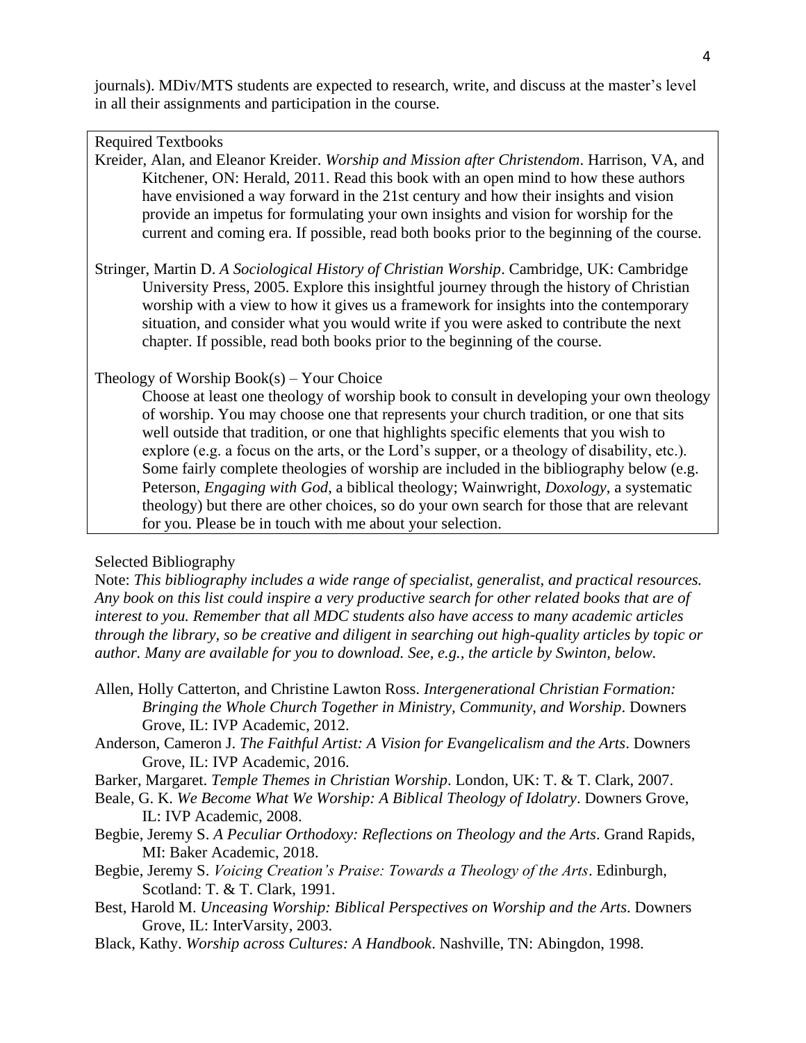journals). MDiv/MTS students are expected to research, write, and discuss at the master's level in all their assignments and participation in the course.

Required Textbooks

Kreider, Alan, and Eleanor Kreider. *Worship and Mission after Christendom*. Harrison, VA, and Kitchener, ON: Herald, 2011. Read this book with an open mind to how these authors have envisioned a way forward in the 21st century and how their insights and vision provide an impetus for formulating your own insights and vision for worship for the current and coming era. If possible, read both books prior to the beginning of the course.

Stringer, Martin D. *A Sociological History of Christian Worship*. Cambridge, UK: Cambridge University Press, 2005. Explore this insightful journey through the history of Christian worship with a view to how it gives us a framework for insights into the contemporary situation, and consider what you would write if you were asked to contribute the next chapter. If possible, read both books prior to the beginning of the course.

Theology of Worship Book(s) – Your Choice

Choose at least one theology of worship book to consult in developing your own theology of worship. You may choose one that represents your church tradition, or one that sits well outside that tradition, or one that highlights specific elements that you wish to explore (e.g. a focus on the arts, or the Lord's supper, or a theology of disability, etc.). Some fairly complete theologies of worship are included in the bibliography below (e.g. Peterson, *Engaging with God*, a biblical theology; Wainwright, *Doxology*, a systematic theology) but there are other choices, so do your own search for those that are relevant for you. Please be in touch with me about your selection.

Selected Bibliography

Note: *This bibliography includes a wide range of specialist, generalist, and practical resources. Any book on this list could inspire a very productive search for other related books that are of interest to you. Remember that all MDC students also have access to many academic articles through the library, so be creative and diligent in searching out high-quality articles by topic or author. Many are available for you to download. See, e.g., the article by Swinton, below.*

Allen, Holly Catterton, and Christine Lawton Ross. *Intergenerational Christian Formation: Bringing the Whole Church Together in Ministry, Community, and Worship*. Downers Grove, IL: IVP Academic, 2012.

Anderson, Cameron J. *The Faithful Artist: A Vision for Evangelicalism and the Arts*. Downers Grove, IL: IVP Academic, 2016.

Barker, Margaret. *Temple Themes in Christian Worship*. London, UK: T. & T. Clark, 2007.

Beale, G. K. *We Become What We Worship: A Biblical Theology of Idolatry*. Downers Grove, IL: IVP Academic, 2008.

Begbie, Jeremy S. *A Peculiar Orthodoxy: Reflections on Theology and the Arts*. Grand Rapids, MI: Baker Academic, 2018.

Begbie, Jeremy S. *Voicing Creation's Praise: Towards a Theology of the Arts*. Edinburgh, Scotland: T. & T. Clark, 1991.

Best, Harold M. *Unceasing Worship: Biblical Perspectives on Worship and the Arts*. Downers Grove, IL: InterVarsity, 2003.

Black, Kathy. *Worship across Cultures: A Handbook*. Nashville, TN: Abingdon, 1998.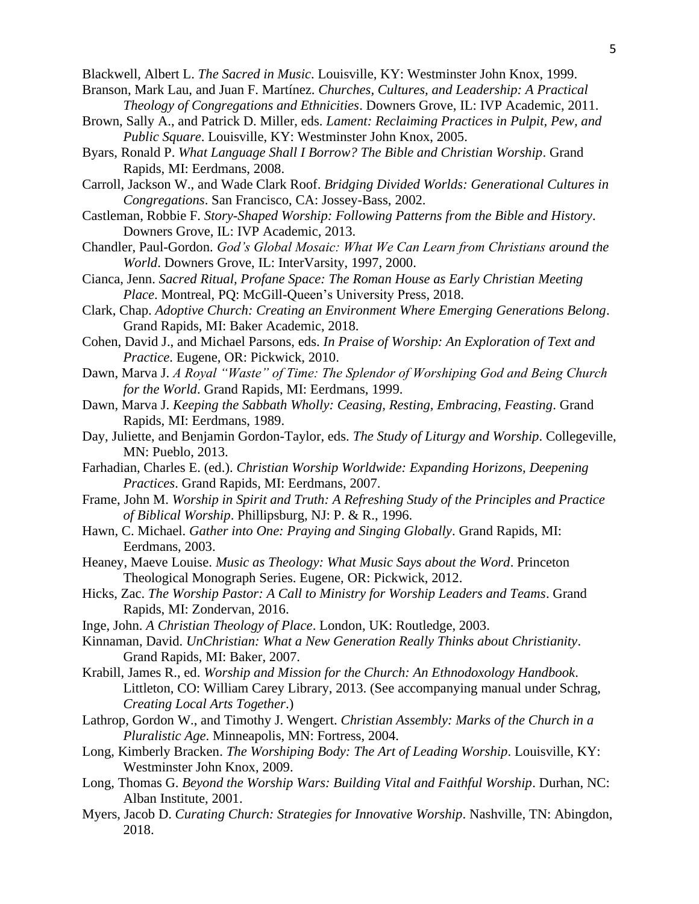Blackwell, Albert L. *The Sacred in Music*. Louisville, KY: Westminster John Knox, 1999.

Branson, Mark Lau, and Juan F. Martínez. *Churches, Cultures, and Leadership: A Practical Theology of Congregations and Ethnicities*. Downers Grove, IL: IVP Academic, 2011.

Brown, Sally A., and Patrick D. Miller, eds. *Lament: Reclaiming Practices in Pulpit, Pew, and Public Square*. Louisville, KY: Westminster John Knox, 2005.

Byars, Ronald P. *What Language Shall I Borrow? The Bible and Christian Worship*. Grand Rapids, MI: Eerdmans, 2008.

Carroll, Jackson W., and Wade Clark Roof. *Bridging Divided Worlds: Generational Cultures in Congregations*. San Francisco, CA: Jossey-Bass, 2002.

Castleman, Robbie F. *Story-Shaped Worship: Following Patterns from the Bible and History*. Downers Grove, IL: IVP Academic, 2013.

Chandler, Paul-Gordon. *God's Global Mosaic: What We Can Learn from Christians around the World*. Downers Grove, IL: InterVarsity, 1997, 2000.

Cianca, Jenn. *Sacred Ritual, Profane Space: The Roman House as Early Christian Meeting Place*. Montreal, PQ: McGill-Queen's University Press, 2018.

Clark, Chap. *Adoptive Church: Creating an Environment Where Emerging Generations Belong*. Grand Rapids, MI: Baker Academic, 2018.

Cohen, David J., and Michael Parsons, eds. *In Praise of Worship: An Exploration of Text and Practice*. Eugene, OR: Pickwick, 2010.

Dawn, Marva J. *A Royal "Waste" of Time: The Splendor of Worshiping God and Being Church for the World*. Grand Rapids, MI: Eerdmans, 1999.

Dawn, Marva J. *Keeping the Sabbath Wholly: Ceasing, Resting, Embracing, Feasting*. Grand Rapids, MI: Eerdmans, 1989.

Day, Juliette, and Benjamin Gordon-Taylor, eds. *The Study of Liturgy and Worship*. Collegeville, MN: Pueblo, 2013.

Farhadian, Charles E. (ed.). *Christian Worship Worldwide: Expanding Horizons, Deepening Practices*. Grand Rapids, MI: Eerdmans, 2007.

Frame, John M. *Worship in Spirit and Truth: A Refreshing Study of the Principles and Practice of Biblical Worship*. Phillipsburg, NJ: P. & R., 1996.

Hawn, C. Michael. *Gather into One: Praying and Singing Globally*. Grand Rapids, MI: Eerdmans, 2003.

Heaney, Maeve Louise. *Music as Theology: What Music Says about the Word*. Princeton Theological Monograph Series. Eugene, OR: Pickwick, 2012.

Hicks, Zac. *The Worship Pastor: A Call to Ministry for Worship Leaders and Teams*. Grand Rapids, MI: Zondervan, 2016.

Inge, John. *A Christian Theology of Place*. London, UK: Routledge, 2003.

Kinnaman, David. *UnChristian: What a New Generation Really Thinks about Christianity*. Grand Rapids, MI: Baker, 2007.

Krabill, James R., ed. *Worship and Mission for the Church: An Ethnodoxology Handbook*. Littleton, CO: William Carey Library, 2013. (See accompanying manual under Schrag, *Creating Local Arts Together*.)

Lathrop, Gordon W., and Timothy J. Wengert. *Christian Assembly: Marks of the Church in a Pluralistic Age*. Minneapolis, MN: Fortress, 2004.

Long, Kimberly Bracken. *The Worshiping Body: The Art of Leading Worship*. Louisville, KY: Westminster John Knox, 2009.

Long, Thomas G. *Beyond the Worship Wars: Building Vital and Faithful Worship*. Durhan, NC: Alban Institute, 2001.

Myers, Jacob D. *Curating Church: Strategies for Innovative Worship*. Nashville, TN: Abingdon, 2018.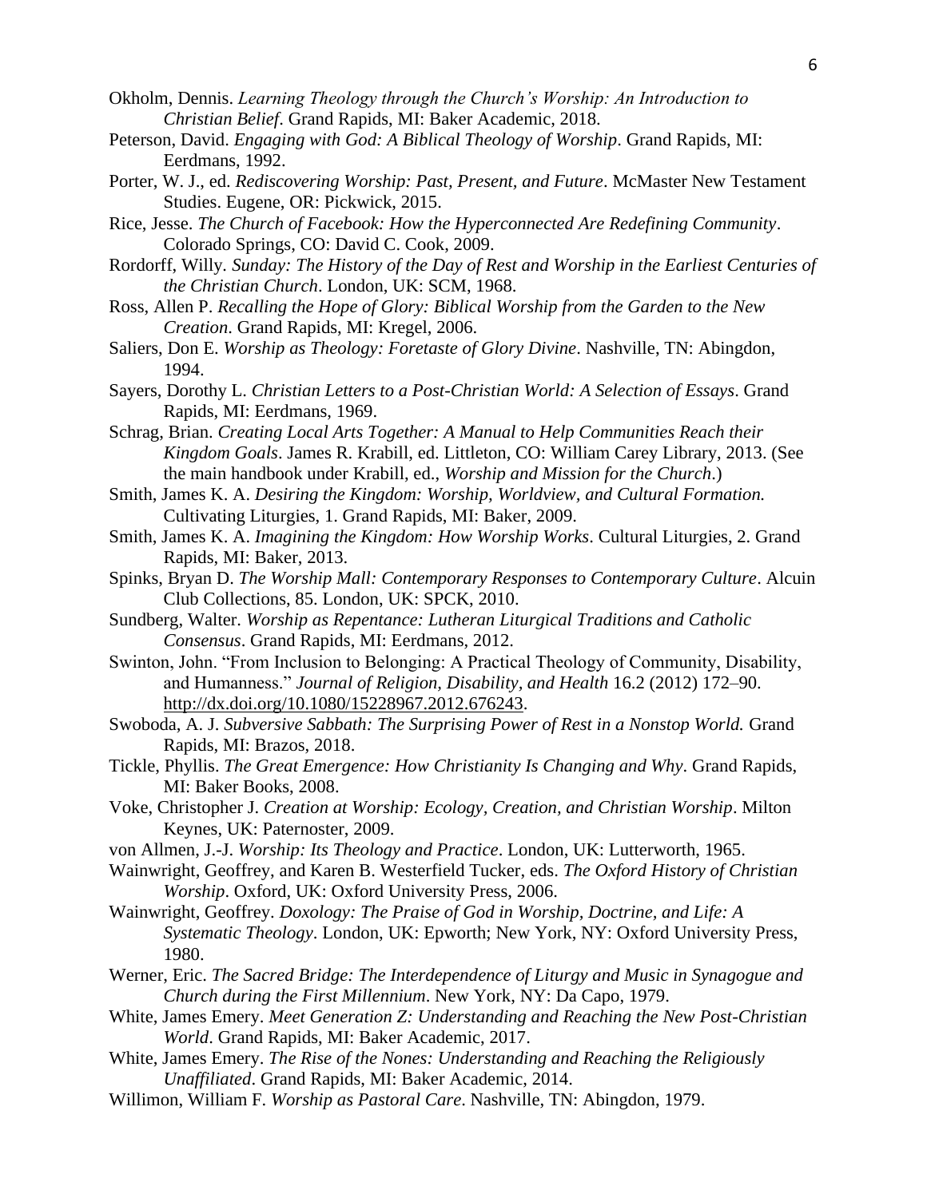Okholm, Dennis. *Learning Theology through the Church's Worship: An Introduction to Christian Belief*. Grand Rapids, MI: Baker Academic, 2018.

Peterson, David. *Engaging with God: A Biblical Theology of Worship*. Grand Rapids, MI: Eerdmans, 1992.

Porter, W. J., ed. *Rediscovering Worship: Past, Present, and Future*. McMaster New Testament Studies. Eugene, OR: Pickwick, 2015.

Rice, Jesse. *The Church of Facebook: How the Hyperconnected Are Redefining Community*. Colorado Springs, CO: David C. Cook, 2009.

Rordorff, Willy. *Sunday: The History of the Day of Rest and Worship in the Earliest Centuries of the Christian Church*. London, UK: SCM, 1968.

Ross, Allen P. *Recalling the Hope of Glory: Biblical Worship from the Garden to the New Creation*. Grand Rapids, MI: Kregel, 2006.

Saliers, Don E. *Worship as Theology: Foretaste of Glory Divine*. Nashville, TN: Abingdon, 1994.

Sayers, Dorothy L. *Christian Letters to a Post-Christian World: A Selection of Essays*. Grand Rapids, MI: Eerdmans, 1969.

Schrag, Brian. *Creating Local Arts Together: A Manual to Help Communities Reach their Kingdom Goals*. James R. Krabill, ed. Littleton, CO: William Carey Library, 2013. (See the main handbook under Krabill, ed., *Worship and Mission for the Church*.)

Smith, James K. A. *Desiring the Kingdom: Worship, Worldview, and Cultural Formation.* Cultivating Liturgies, 1. Grand Rapids, MI: Baker, 2009.

Smith, James K. A. *Imagining the Kingdom: How Worship Works*. Cultural Liturgies, 2. Grand Rapids, MI: Baker, 2013.

Spinks, Bryan D. *The Worship Mall: Contemporary Responses to Contemporary Culture*. Alcuin Club Collections, 85. London, UK: SPCK, 2010.

Sundberg, Walter. *Worship as Repentance: Lutheran Liturgical Traditions and Catholic Consensus*. Grand Rapids, MI: Eerdmans, 2012.

Swinton, John. "From Inclusion to Belonging: A Practical Theology of Community, Disability, and Humanness." *Journal of Religion, Disability, and Health* 16.2 (2012) 172–90. http://dx.doi.org/10.1080/15228967.2012.676243.

Swoboda, A. J. *Subversive Sabbath: The Surprising Power of Rest in a Nonstop World.* Grand Rapids, MI: Brazos, 2018.

Tickle, Phyllis. *The Great Emergence: How Christianity Is Changing and Why*. Grand Rapids, MI: Baker Books, 2008.

Voke, Christopher J. *Creation at Worship: Ecology, Creation, and Christian Worship*. Milton Keynes, UK: Paternoster, 2009.

von Allmen, J.-J. *Worship: Its Theology and Practice*. London, UK: Lutterworth, 1965.

Wainwright, Geoffrey, and Karen B. Westerfield Tucker, eds. *The Oxford History of Christian Worship*. Oxford, UK: Oxford University Press, 2006.

Wainwright, Geoffrey. *Doxology: The Praise of God in Worship, Doctrine, and Life: A Systematic Theology*. London, UK: Epworth; New York, NY: Oxford University Press, 1980.

Werner, Eric. *The Sacred Bridge: The Interdependence of Liturgy and Music in Synagogue and Church during the First Millennium*. New York, NY: Da Capo, 1979.

White, James Emery. *Meet Generation Z: Understanding and Reaching the New Post-Christian World*. Grand Rapids, MI: Baker Academic, 2017.

White, James Emery. *The Rise of the Nones: Understanding and Reaching the Religiously Unaffiliated*. Grand Rapids, MI: Baker Academic, 2014.

Willimon, William F. *Worship as Pastoral Care*. Nashville, TN: Abingdon, 1979.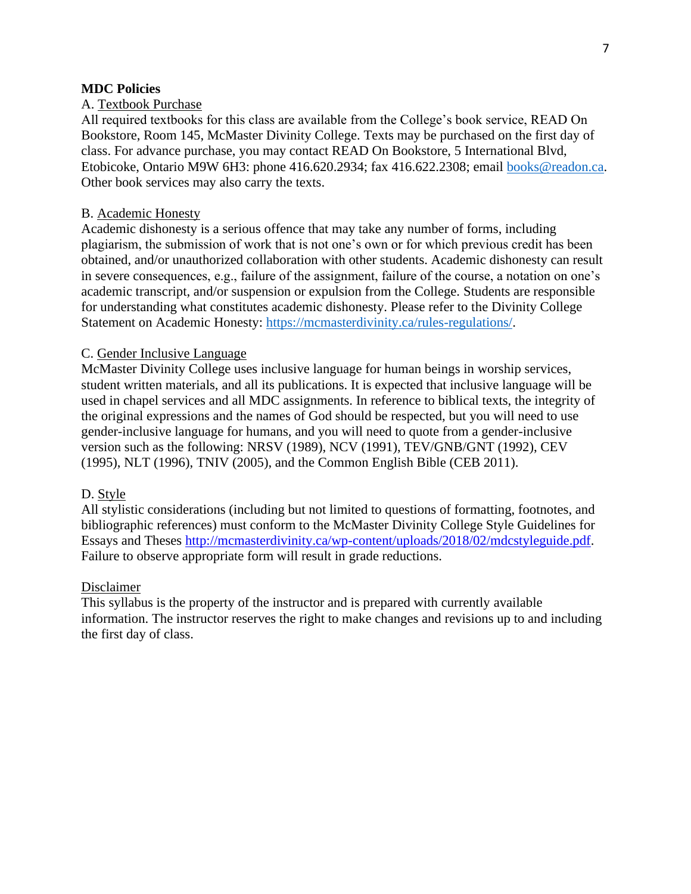**MDC Policies**

A. Textbook Purchase

All required textbooks for this class are available from the College's book service, READ On Bookstore, Room 145, McMaster Divinity College. Texts may be purchased on the first day of class. For advance purchase, you may contact READ On Bookstore, 5 International Blvd, Etobicoke, Ontario M9W 6H3: phone 416.620.2934; fax 416.622.2308; email books@readon.ca. Other book services may also carry the texts.

B. Academic Honesty

Academic dishonesty is a serious offence that may take any number of forms, including plagiarism, the submission of work that is not one's own or for which previous credit has been obtained, and/or unauthorized collaboration with other students. Academic dishonesty can result in severe consequences, e.g., failure of the assignment, failure of the course, a notation on one's academic transcript, and/or suspension or expulsion from the College. Students are responsible for understanding what constitutes academic dishonesty. Please refer to the Divinity College Statement on Academic Honesty: https://mcmasterdivinity.ca/rules-regulations/.

C. Gender Inclusive Language

McMaster Divinity College uses inclusive language for human beings in worship services, student written materials, and all its publications. It is expected that inclusive language will be used in chapel services and all MDC assignments. In reference to biblical texts, the integrity of the original expressions and the names of God should be respected, but you will need to use gender-inclusive language for humans, and you will need to quote from a gender-inclusive version such as the following: NRSV (1989), NCV (1991), TEV/GNB/GNT (1992), CEV (1995), NLT (1996), TNIV (2005), and the Common English Bible (CEB 2011).

D. Style

All stylistic considerations (including but not limited to questions of formatting, footnotes, and bibliographic references) must conform to the McMaster Divinity College Style Guidelines for Essays and Theses http://mcmasterdivinity.ca/wp-content/uploads/2018/02/mdcstyleguide.pdf. Failure to observe appropriate form will result in grade reductions.

Disclaimer

This syllabus is the property of the instructor and is prepared with currently available information. The instructor reserves the right to make changes and revisions up to and including the first day of class.